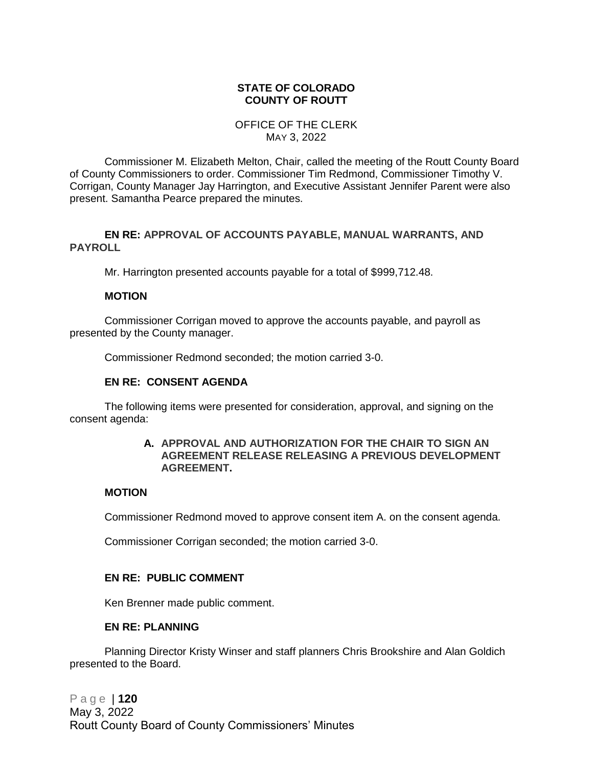**STATE OF COLORADO**
**COUNTY OF ROUTT**

OFFICE OF THE CLERK
MAY 3, 2022

Commissioner M. Elizabeth Melton, Chair, called the meeting of the Routt County Board of County Commissioners to order. Commissioner Tim Redmond, Commissioner Timothy V. Corrigan, County Manager Jay Harrington, and Executive Assistant Jennifer Parent were also present. Samantha Pearce prepared the minutes.

**EN RE: APPROVAL OF ACCOUNTS PAYABLE, MANUAL WARRANTS, AND PAYROLL**

Mr. Harrington presented accounts payable for a total of $999,712.48.

**MOTION**

Commissioner Corrigan moved to approve the accounts payable, and payroll as presented by the County manager.

Commissioner Redmond seconded; the motion carried 3-0.

**EN RE: CONSENT AGENDA**

The following items were presented for consideration, approval, and signing on the consent agenda:

**A. APPROVAL AND AUTHORIZATION FOR THE CHAIR TO SIGN AN AGREEMENT RELEASE RELEASING A PREVIOUS DEVELOPMENT AGREEMENT.**

**MOTION**

Commissioner Redmond moved to approve consent item A. on the consent agenda.

Commissioner Corrigan seconded; the motion carried 3-0.

**EN RE: PUBLIC COMMENT**

Ken Brenner made public comment.

**EN RE: PLANNING**

Planning Director Kristy Winser and staff planners Chris Brookshire and Alan Goldich presented to the Board.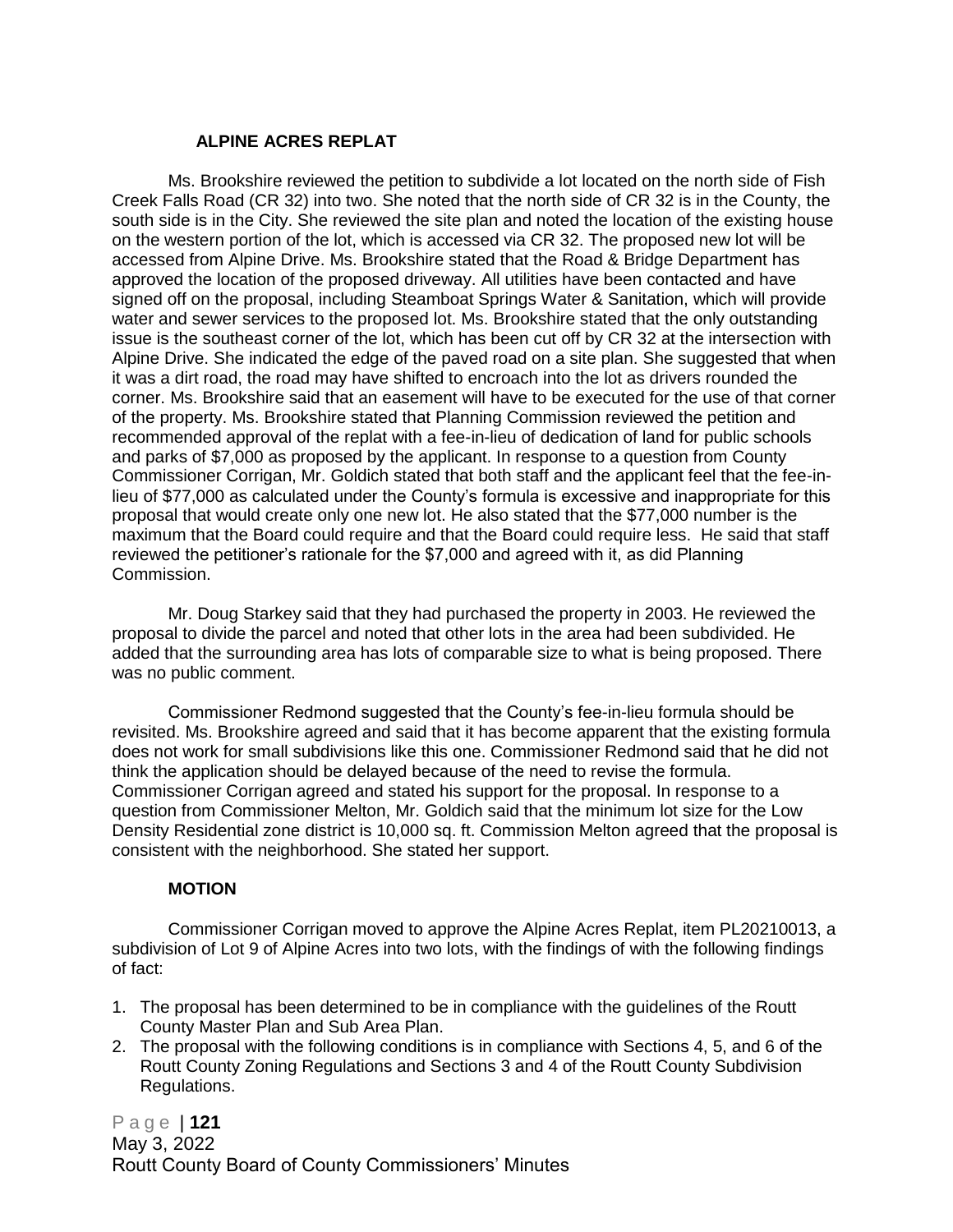## ALPINE ACRES REPLAT

Ms. Brookshire reviewed the petition to subdivide a lot located on the north side of Fish Creek Falls Road (CR 32) into two. She noted that the north side of CR 32 is in the County, the south side is in the City. She reviewed the site plan and noted the location of the existing house on the western portion of the lot, which is accessed via CR 32. The proposed new lot will be accessed from Alpine Drive. Ms. Brookshire stated that the Road & Bridge Department has approved the location of the proposed driveway. All utilities have been contacted and have signed off on the proposal, including Steamboat Springs Water & Sanitation, which will provide water and sewer services to the proposed lot. Ms. Brookshire stated that the only outstanding issue is the southeast corner of the lot, which has been cut off by CR 32 at the intersection with Alpine Drive. She indicated the edge of the paved road on a site plan. She suggested that when it was a dirt road, the road may have shifted to encroach into the lot as drivers rounded the corner. Ms. Brookshire said that an easement will have to be executed for the use of that corner of the property. Ms. Brookshire stated that Planning Commission reviewed the petition and recommended approval of the replat with a fee-in-lieu of dedication of land for public schools and parks of $7,000 as proposed by the applicant. In response to a question from County Commissioner Corrigan, Mr. Goldich stated that both staff and the applicant feel that the fee-in-lieu of $77,000 as calculated under the County's formula is excessive and inappropriate for this proposal that would create only one new lot. He also stated that the $77,000 number is the maximum that the Board could require and that the Board could require less. He said that staff reviewed the petitioner's rationale for the $7,000 and agreed with it, as did Planning Commission.

Mr. Doug Starkey said that they had purchased the property in 2003. He reviewed the proposal to divide the parcel and noted that other lots in the area had been subdivided. He added that the surrounding area has lots of comparable size to what is being proposed. There was no public comment.

Commissioner Redmond suggested that the County's fee-in-lieu formula should be revisited. Ms. Brookshire agreed and said that it has become apparent that the existing formula does not work for small subdivisions like this one. Commissioner Redmond said that he did not think the application should be delayed because of the need to revise the formula. Commissioner Corrigan agreed and stated his support for the proposal. In response to a question from Commissioner Melton, Mr. Goldich said that the minimum lot size for the Low Density Residential zone district is 10,000 sq. ft. Commission Melton agreed that the proposal is consistent with the neighborhood. She stated her support.

## MOTION

Commissioner Corrigan moved to approve the Alpine Acres Replat, item PL20210013, a subdivision of Lot 9 of Alpine Acres into two lots, with the findings of with the following findings of fact:

1. The proposal has been determined to be in compliance with the guidelines of the Routt County Master Plan and Sub Area Plan.
2. The proposal with the following conditions is in compliance with Sections 4, 5, and 6 of the Routt County Zoning Regulations and Sections 3 and 4 of the Routt County Subdivision Regulations.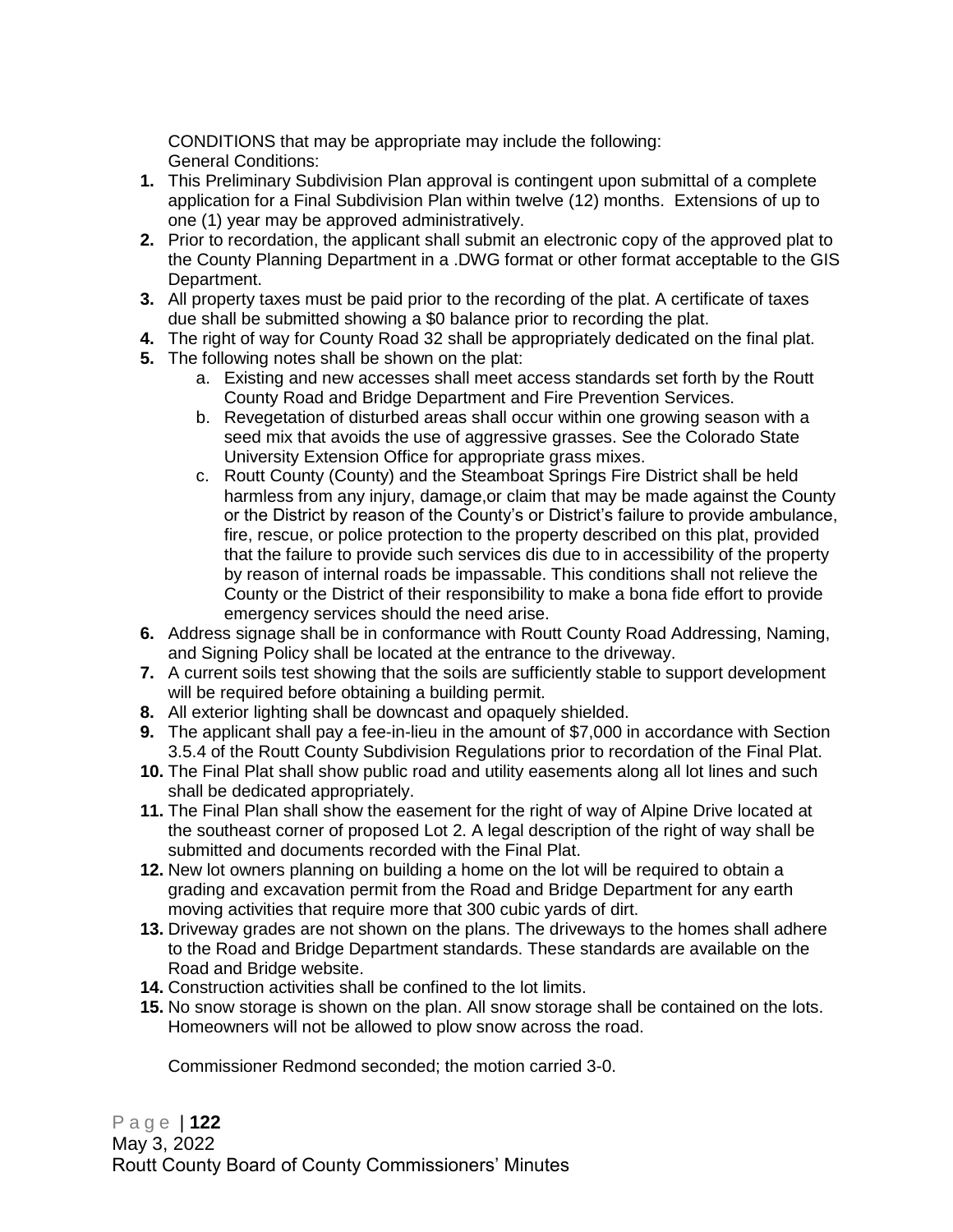CONDITIONS that may be appropriate may include the following:
General Conditions:

1. This Preliminary Subdivision Plan approval is contingent upon submittal of a complete application for a Final Subdivision Plan within twelve (12) months. Extensions of up to one (1) year may be approved administratively.
2. Prior to recordation, the applicant shall submit an electronic copy of the approved plat to the County Planning Department in a .DWG format or other format acceptable to the GIS Department.
3. All property taxes must be paid prior to the recording of the plat. A certificate of taxes due shall be submitted showing a $0 balance prior to recording the plat.
4. The right of way for County Road 32 shall be appropriately dedicated on the final plat.
5. The following notes shall be shown on the plat:
   a. Existing and new accesses shall meet access standards set forth by the Routt County Road and Bridge Department and Fire Prevention Services.
   b. Revegetation of disturbed areas shall occur within one growing season with a seed mix that avoids the use of aggressive grasses. See the Colorado State University Extension Office for appropriate grass mixes.
   c. Routt County (County) and the Steamboat Springs Fire District shall be held harmless from any injury, damage,or claim that may be made against the County or the District by reason of the County's or District's failure to provide ambulance, fire, rescue, or police protection to the property described on this plat, provided that the failure to provide such services dis due to in accessibility of the property by reason of internal roads be impassable. This conditions shall not relieve the County or the District of their responsibility to make a bona fide effort to provide emergency services should the need arise.
6. Address signage shall be in conformance with Routt County Road Addressing, Naming, and Signing Policy shall be located at the entrance to the driveway.
7. A current soils test showing that the soils are sufficiently stable to support development will be required before obtaining a building permit.
8. All exterior lighting shall be downcast and opaquely shielded.
9. The applicant shall pay a fee-in-lieu in the amount of $7,000 in accordance with Section 3.5.4 of the Routt County Subdivision Regulations prior to recordation of the Final Plat.
10. The Final Plat shall show public road and utility easements along all lot lines and such shall be dedicated appropriately.
11. The Final Plan shall show the easement for the right of way of Alpine Drive located at the southeast corner of proposed Lot 2. A legal description of the right of way shall be submitted and documents recorded with the Final Plat.
12. New lot owners planning on building a home on the lot will be required to obtain a grading and excavation permit from the Road and Bridge Department for any earth moving activities that require more that 300 cubic yards of dirt.
13. Driveway grades are not shown on the plans. The driveways to the homes shall adhere to the Road and Bridge Department standards. These standards are available on the Road and Bridge website.
14. Construction activities shall be confined to the lot limits.
15. No snow storage is shown on the plan. All snow storage shall be contained on the lots. Homeowners will not be allowed to plow snow across the road.

Commissioner Redmond seconded; the motion carried 3-0.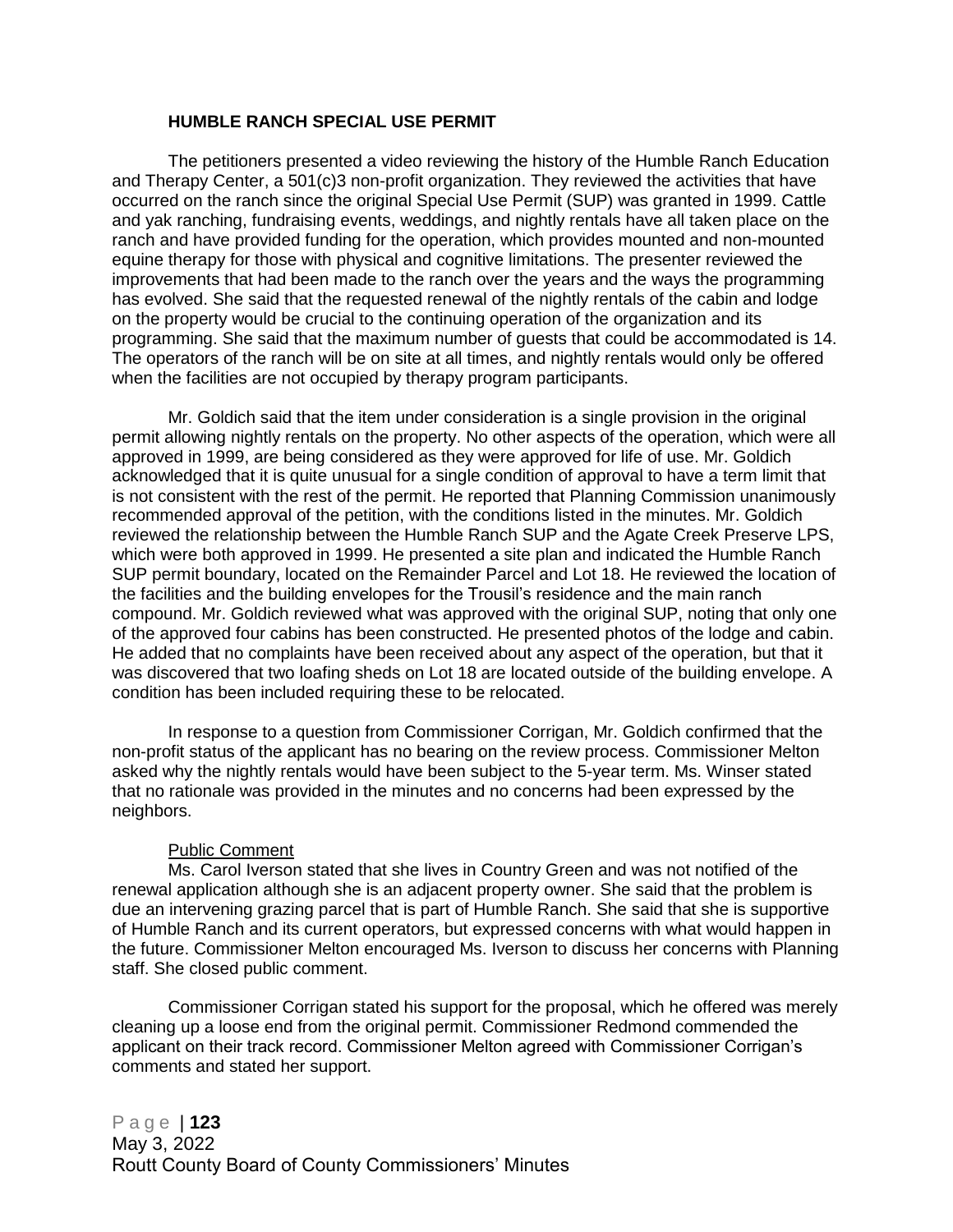### HUMBLE RANCH SPECIAL USE PERMIT

The petitioners presented a video reviewing the history of the Humble Ranch Education and Therapy Center, a 501(c)3 non-profit organization. They reviewed the activities that have occurred on the ranch since the original Special Use Permit (SUP) was granted in 1999. Cattle and yak ranching, fundraising events, weddings, and nightly rentals have all taken place on the ranch and have provided funding for the operation, which provides mounted and non-mounted equine therapy for those with physical and cognitive limitations. The presenter reviewed the improvements that had been made to the ranch over the years and the ways the programming has evolved. She said that the requested renewal of the nightly rentals of the cabin and lodge on the property would be crucial to the continuing operation of the organization and its programming. She said that the maximum number of guests that could be accommodated is 14. The operators of the ranch will be on site at all times, and nightly rentals would only be offered when the facilities are not occupied by therapy program participants.

Mr. Goldich said that the item under consideration is a single provision in the original permit allowing nightly rentals on the property. No other aspects of the operation, which were all approved in 1999, are being considered as they were approved for life of use. Mr. Goldich acknowledged that it is quite unusual for a single condition of approval to have a term limit that is not consistent with the rest of the permit. He reported that Planning Commission unanimously recommended approval of the petition, with the conditions listed in the minutes. Mr. Goldich reviewed the relationship between the Humble Ranch SUP and the Agate Creek Preserve LPS, which were both approved in 1999. He presented a site plan and indicated the Humble Ranch SUP permit boundary, located on the Remainder Parcel and Lot 18. He reviewed the location of the facilities and the building envelopes for the Trousil's residence and the main ranch compound. Mr. Goldich reviewed what was approved with the original SUP, noting that only one of the approved four cabins has been constructed. He presented photos of the lodge and cabin. He added that no complaints have been received about any aspect of the operation, but that it was discovered that two loafing sheds on Lot 18 are located outside of the building envelope. A condition has been included requiring these to be relocated.

In response to a question from Commissioner Corrigan, Mr. Goldich confirmed that the non-profit status of the applicant has no bearing on the review process. Commissioner Melton asked why the nightly rentals would have been subject to the 5-year term. Ms. Winser stated that no rationale was provided in the minutes and no concerns had been expressed by the neighbors.

Public Comment

Ms. Carol Iverson stated that she lives in Country Green and was not notified of the renewal application although she is an adjacent property owner. She said that the problem is due an intervening grazing parcel that is part of Humble Ranch. She said that she is supportive of Humble Ranch and its current operators, but expressed concerns with what would happen in the future. Commissioner Melton encouraged Ms. Iverson to discuss her concerns with Planning staff. She closed public comment.

Commissioner Corrigan stated his support for the proposal, which he offered was merely cleaning up a loose end from the original permit. Commissioner Redmond commended the applicant on their track record. Commissioner Melton agreed with Commissioner Corrigan's comments and stated her support.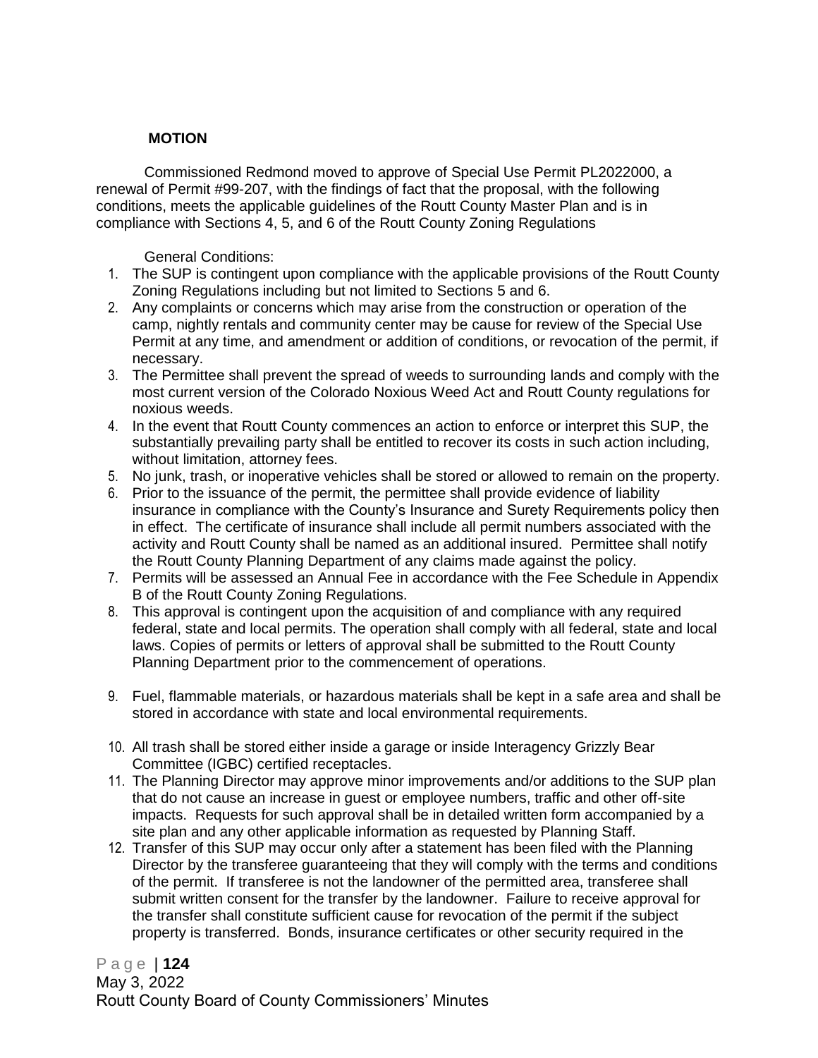**MOTION**

Commissioned Redmond moved to approve of Special Use Permit PL2022000, a renewal of Permit #99-207, with the findings of fact that the proposal, with the following conditions, meets the applicable guidelines of the Routt County Master Plan and is in compliance with Sections 4, 5, and 6 of the Routt County Zoning Regulations

General Conditions:

1. The SUP is contingent upon compliance with the applicable provisions of the Routt County Zoning Regulations including but not limited to Sections 5 and 6.
2. Any complaints or concerns which may arise from the construction or operation of the camp, nightly rentals and community center may be cause for review of the Special Use Permit at any time, and amendment or addition of conditions, or revocation of the permit, if necessary.
3. The Permittee shall prevent the spread of weeds to surrounding lands and comply with the most current version of the Colorado Noxious Weed Act and Routt County regulations for noxious weeds.
4. In the event that Routt County commences an action to enforce or interpret this SUP, the substantially prevailing party shall be entitled to recover its costs in such action including, without limitation, attorney fees.
5. No junk, trash, or inoperative vehicles shall be stored or allowed to remain on the property.
6. Prior to the issuance of the permit, the permittee shall provide evidence of liability insurance in compliance with the County's Insurance and Surety Requirements policy then in effect. The certificate of insurance shall include all permit numbers associated with the activity and Routt County shall be named as an additional insured. Permittee shall notify the Routt County Planning Department of any claims made against the policy.
7. Permits will be assessed an Annual Fee in accordance with the Fee Schedule in Appendix B of the Routt County Zoning Regulations.
8. This approval is contingent upon the acquisition of and compliance with any required federal, state and local permits. The operation shall comply with all federal, state and local laws. Copies of permits or letters of approval shall be submitted to the Routt County Planning Department prior to the commencement of operations.
9. Fuel, flammable materials, or hazardous materials shall be kept in a safe area and shall be stored in accordance with state and local environmental requirements.
10. All trash shall be stored either inside a garage or inside Interagency Grizzly Bear Committee (IGBC) certified receptacles.
11. The Planning Director may approve minor improvements and/or additions to the SUP plan that do not cause an increase in guest or employee numbers, traffic and other off-site impacts. Requests for such approval shall be in detailed written form accompanied by a site plan and any other applicable information as requested by Planning Staff.
12. Transfer of this SUP may occur only after a statement has been filed with the Planning Director by the transferee guaranteeing that they will comply with the terms and conditions of the permit. If transferee is not the landowner of the permitted area, transferee shall submit written consent for the transfer by the landowner. Failure to receive approval for the transfer shall constitute sufficient cause for revocation of the permit if the subject property is transferred. Bonds, insurance certificates or other security required in the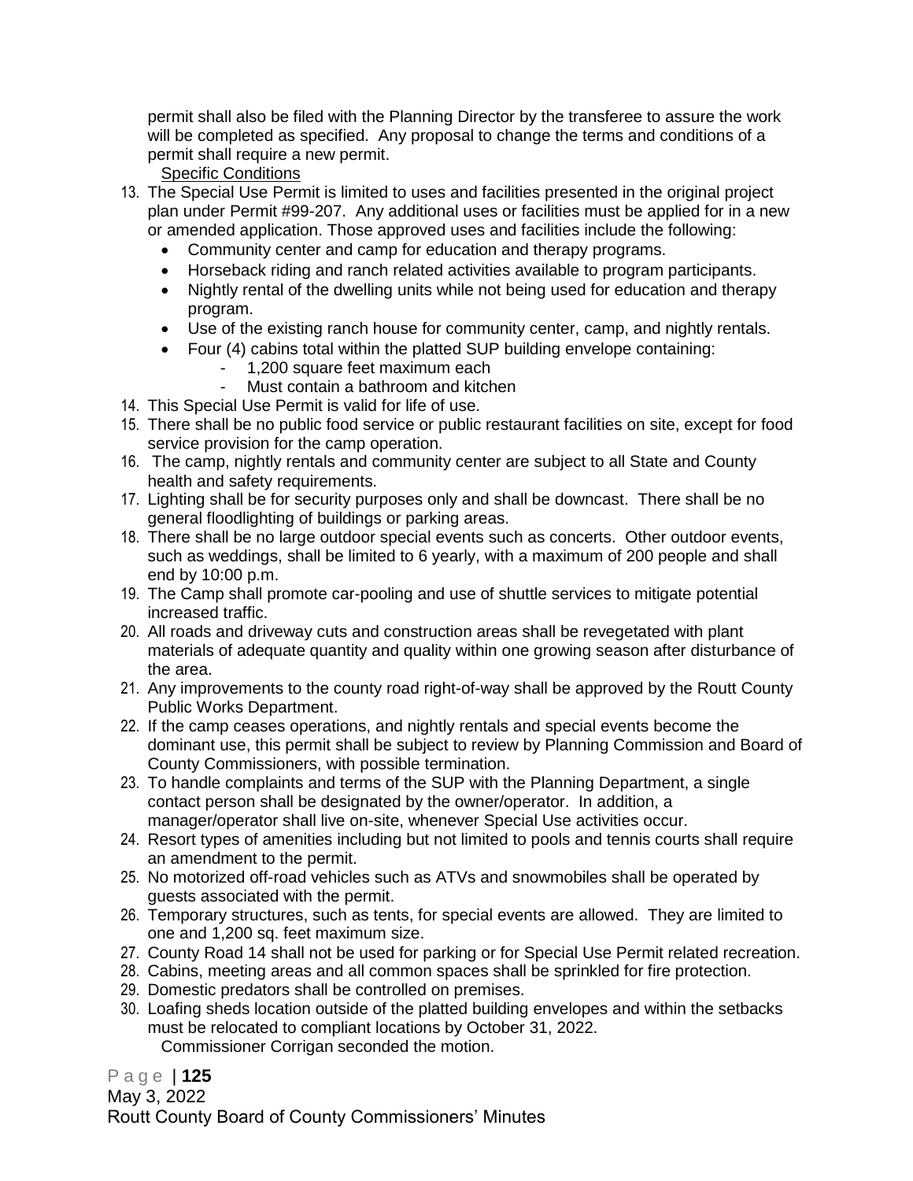permit shall also be filed with the Planning Director by the transferee to assure the work will be completed as specified. Any proposal to change the terms and conditions of a permit shall require a new permit.

Specific Conditions

13. The Special Use Permit is limited to uses and facilities presented in the original project plan under Permit #99-207. Any additional uses or facilities must be applied for in a new or amended application. Those approved uses and facilities include the following:
    - Community center and camp for education and therapy programs.
    - Horseback riding and ranch related activities available to program participants.
    - Nightly rental of the dwelling units while not being used for education and therapy program.
    - Use of the existing ranch house for community center, camp, and nightly rentals.
    - Four (4) cabins total within the platted SUP building envelope containing:
        - 1,200 square feet maximum each
        - Must contain a bathroom and kitchen
14. This Special Use Permit is valid for life of use.
15. There shall be no public food service or public restaurant facilities on site, except for food service provision for the camp operation.
16. The camp, nightly rentals and community center are subject to all State and County health and safety requirements.
17. Lighting shall be for security purposes only and shall be downcast. There shall be no general floodlighting of buildings or parking areas.
18. There shall be no large outdoor special events such as concerts. Other outdoor events, such as weddings, shall be limited to 6 yearly, with a maximum of 200 people and shall end by 10:00 p.m.
19. The Camp shall promote car-pooling and use of shuttle services to mitigate potential increased traffic.
20. All roads and driveway cuts and construction areas shall be revegetated with plant materials of adequate quantity and quality within one growing season after disturbance of the area.
21. Any improvements to the county road right-of-way shall be approved by the Routt County Public Works Department.
22. If the camp ceases operations, and nightly rentals and special events become the dominant use, this permit shall be subject to review by Planning Commission and Board of County Commissioners, with possible termination.
23. To handle complaints and terms of the SUP with the Planning Department, a single contact person shall be designated by the owner/operator. In addition, a manager/operator shall live on-site, whenever Special Use activities occur.
24. Resort types of amenities including but not limited to pools and tennis courts shall require an amendment to the permit.
25. No motorized off-road vehicles such as ATVs and snowmobiles shall be operated by guests associated with the permit.
26. Temporary structures, such as tents, for special events are allowed. They are limited to one and 1,200 sq. feet maximum size.
27. County Road 14 shall not be used for parking or for Special Use Permit related recreation.
28. Cabins, meeting areas and all common spaces shall be sprinkled for fire protection.
29. Domestic predators shall be controlled on premises.
30. Loafing sheds location outside of the platted building envelopes and within the setbacks must be relocated to compliant locations by October 31, 2022.

Commissioner Corrigan seconded the motion.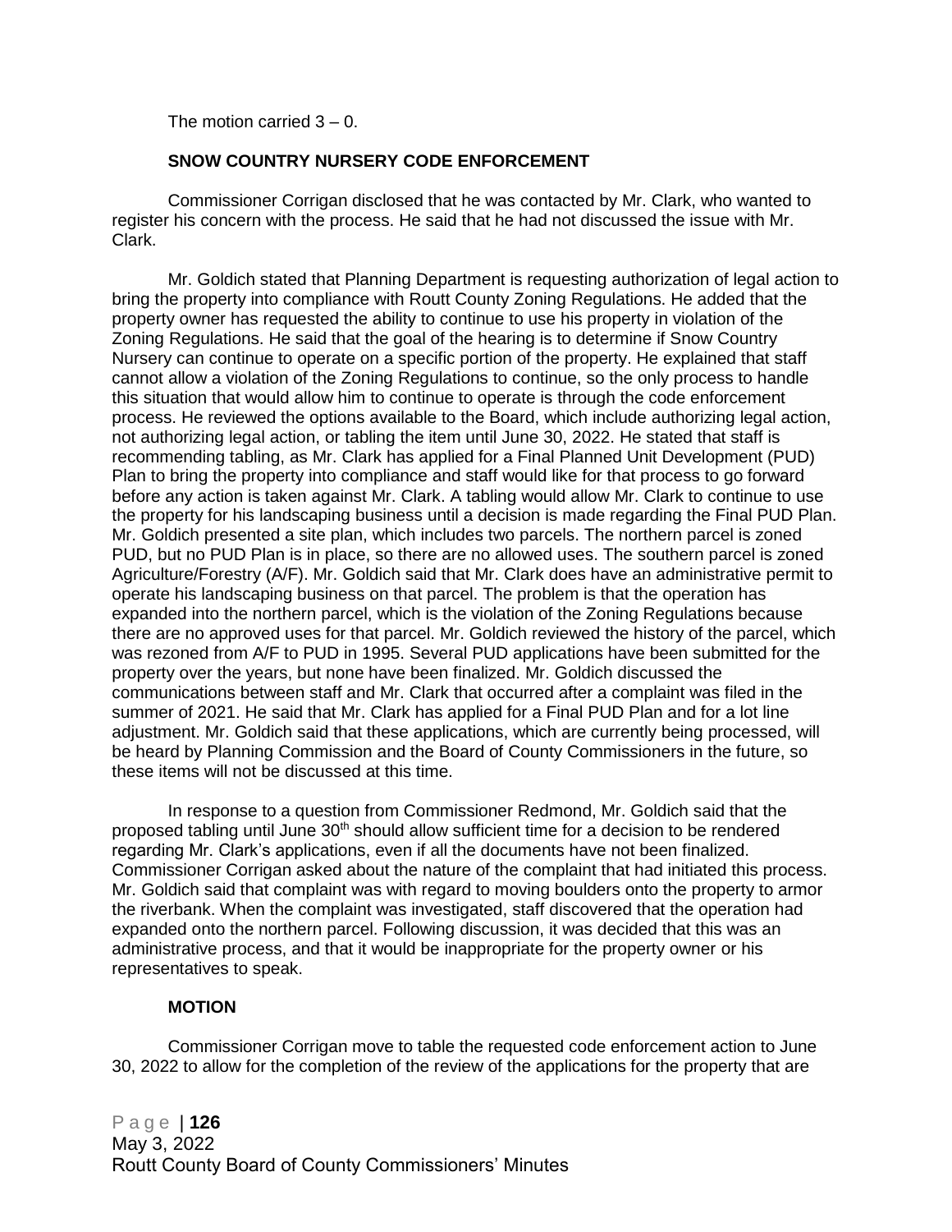The motion carried 3 – 0.

**SNOW COUNTRY NURSERY CODE ENFORCEMENT**

Commissioner Corrigan disclosed that he was contacted by Mr. Clark, who wanted to register his concern with the process. He said that he had not discussed the issue with Mr. Clark.

Mr. Goldich stated that Planning Department is requesting authorization of legal action to bring the property into compliance with Routt County Zoning Regulations. He added that the property owner has requested the ability to continue to use his property in violation of the Zoning Regulations. He said that the goal of the hearing is to determine if Snow Country Nursery can continue to operate on a specific portion of the property. He explained that staff cannot allow a violation of the Zoning Regulations to continue, so the only process to handle this situation that would allow him to continue to operate is through the code enforcement process. He reviewed the options available to the Board, which include authorizing legal action, not authorizing legal action, or tabling the item until June 30, 2022. He stated that staff is recommending tabling, as Mr. Clark has applied for a Final Planned Unit Development (PUD) Plan to bring the property into compliance and staff would like for that process to go forward before any action is taken against Mr. Clark. A tabling would allow Mr. Clark to continue to use the property for his landscaping business until a decision is made regarding the Final PUD Plan. Mr. Goldich presented a site plan, which includes two parcels. The northern parcel is zoned PUD, but no PUD Plan is in place, so there are no allowed uses. The southern parcel is zoned Agriculture/Forestry (A/F). Mr. Goldich said that Mr. Clark does have an administrative permit to operate his landscaping business on that parcel. The problem is that the operation has expanded into the northern parcel, which is the violation of the Zoning Regulations because there are no approved uses for that parcel. Mr. Goldich reviewed the history of the parcel, which was rezoned from A/F to PUD in 1995. Several PUD applications have been submitted for the property over the years, but none have been finalized. Mr. Goldich discussed the communications between staff and Mr. Clark that occurred after a complaint was filed in the summer of 2021. He said that Mr. Clark has applied for a Final PUD Plan and for a lot line adjustment. Mr. Goldich said that these applications, which are currently being processed, will be heard by Planning Commission and the Board of County Commissioners in the future, so these items will not be discussed at this time.

In response to a question from Commissioner Redmond, Mr. Goldich said that the proposed tabling until June 30th should allow sufficient time for a decision to be rendered regarding Mr. Clark's applications, even if all the documents have not been finalized. Commissioner Corrigan asked about the nature of the complaint that had initiated this process. Mr. Goldich said that complaint was with regard to moving boulders onto the property to armor the riverbank. When the complaint was investigated, staff discovered that the operation had expanded onto the northern parcel. Following discussion, it was decided that this was an administrative process, and that it would be inappropriate for the property owner or his representatives to speak.

**MOTION**

Commissioner Corrigan move to table the requested code enforcement action to June 30, 2022 to allow for the completion of the review of the applications for the property that are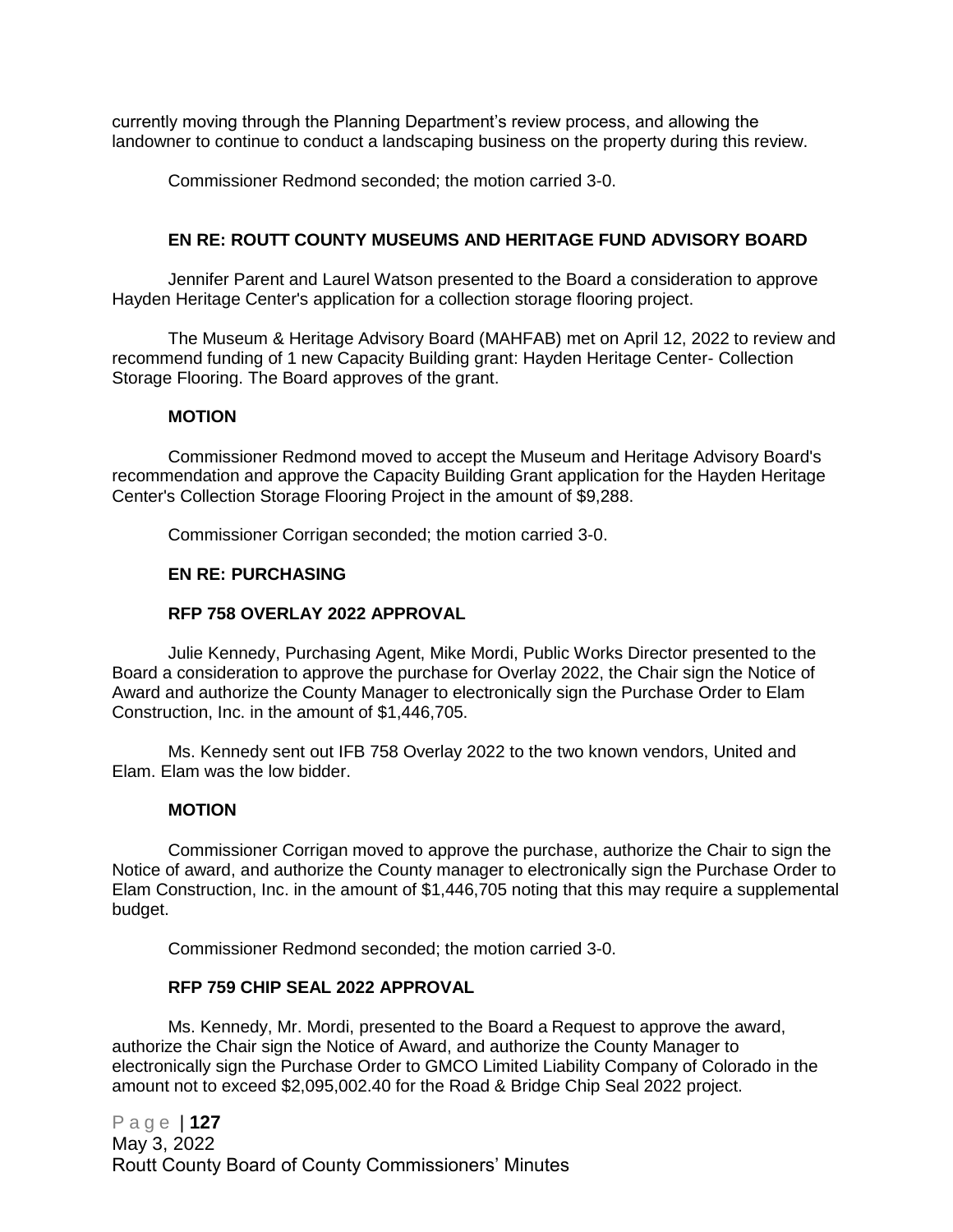currently moving through the Planning Department's review process, and allowing the landowner to continue to conduct a landscaping business on the property during this review.

Commissioner Redmond seconded; the motion carried 3-0.

**EN RE: ROUTT COUNTY MUSEUMS AND HERITAGE FUND ADVISORY BOARD**

Jennifer Parent and Laurel Watson presented to the Board a consideration to approve Hayden Heritage Center's application for a collection storage flooring project.

The Museum & Heritage Advisory Board (MAHFAB) met on April 12, 2022 to review and recommend funding of 1 new Capacity Building grant: Hayden Heritage Center- Collection Storage Flooring. The Board approves of the grant.

**MOTION**

Commissioner Redmond moved to accept the Museum and Heritage Advisory Board's recommendation and approve the Capacity Building Grant application for the Hayden Heritage Center's Collection Storage Flooring Project in the amount of $9,288.

Commissioner Corrigan seconded; the motion carried 3-0.

**EN RE: PURCHASING**

**RFP 758 OVERLAY 2022 APPROVAL**

Julie Kennedy, Purchasing Agent, Mike Mordi, Public Works Director presented to the Board a consideration to approve the purchase for Overlay 2022, the Chair sign the Notice of Award and authorize the County Manager to electronically sign the Purchase Order to Elam Construction, Inc. in the amount of $1,446,705.

Ms. Kennedy sent out IFB 758 Overlay 2022 to the two known vendors, United and Elam. Elam was the low bidder.

**MOTION**

Commissioner Corrigan moved to approve the purchase, authorize the Chair to sign the Notice of award, and authorize the County manager to electronically sign the Purchase Order to Elam Construction, Inc. in the amount of $1,446,705 noting that this may require a supplemental budget.

Commissioner Redmond seconded; the motion carried 3-0.

**RFP 759 CHIP SEAL 2022 APPROVAL**

Ms. Kennedy, Mr. Mordi, presented to the Board a Request to approve the award, authorize the Chair sign the Notice of Award, and authorize the County Manager to electronically sign the Purchase Order to GMCO Limited Liability Company of Colorado in the amount not to exceed $2,095,002.40 for the Road & Bridge Chip Seal 2022 project.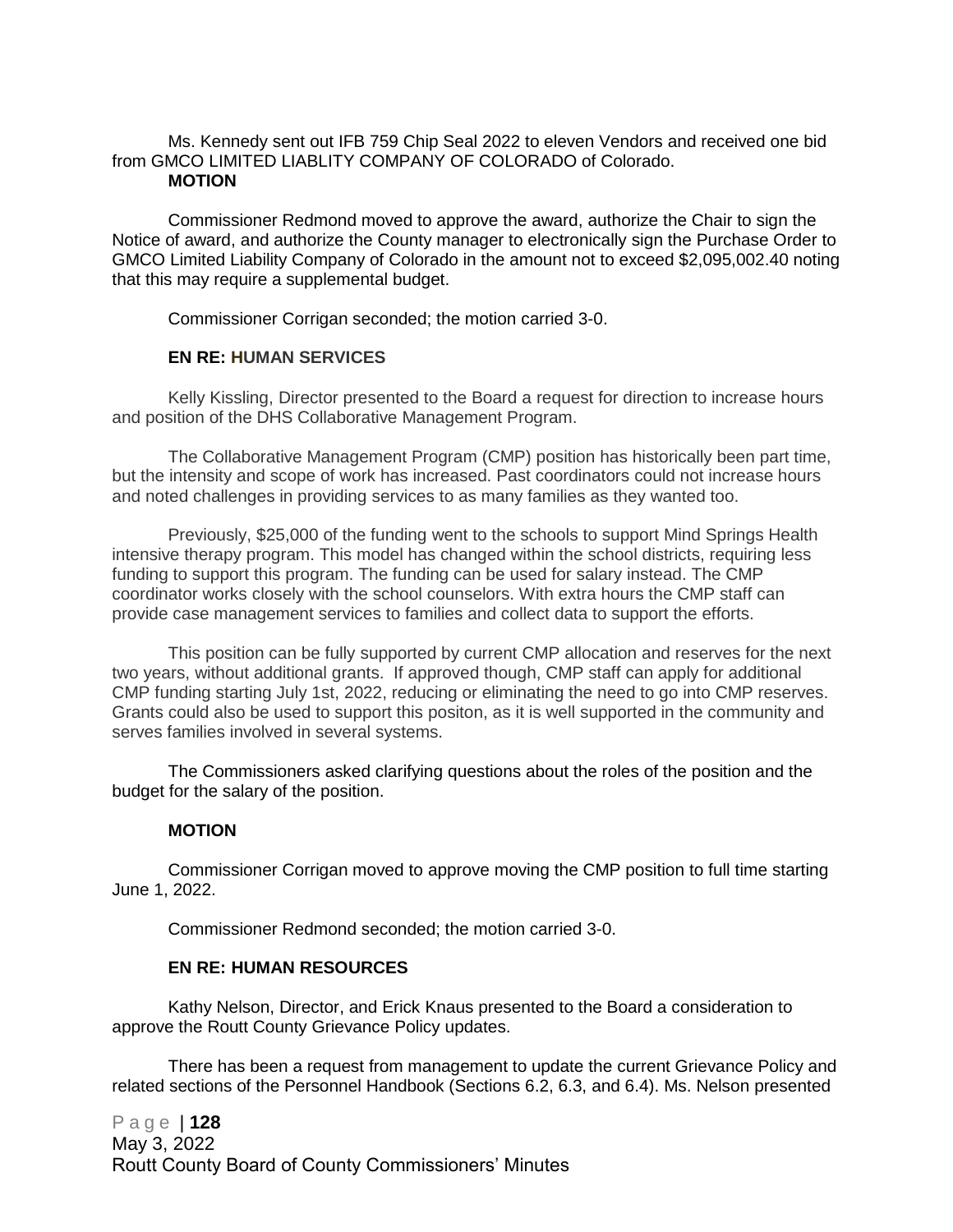Ms. Kennedy sent out IFB 759 Chip Seal 2022 to eleven Vendors and received one bid from GMCO LIMITED LIABLITY COMPANY OF COLORADO of Colorado.

**MOTION**

Commissioner Redmond moved to approve the award, authorize the Chair to sign the Notice of award, and authorize the County manager to electronically sign the Purchase Order to GMCO Limited Liability Company of Colorado in the amount not to exceed $2,095,002.40 noting that this may require a supplemental budget.

Commissioner Corrigan seconded; the motion carried 3-0.

**EN RE: HUMAN SERVICES**

Kelly Kissling, Director presented to the Board a request for direction to increase hours and position of the DHS Collaborative Management Program.

The Collaborative Management Program (CMP) position has historically been part time, but the intensity and scope of work has increased. Past coordinators could not increase hours and noted challenges in providing services to as many families as they wanted too.

Previously, $25,000 of the funding went to the schools to support Mind Springs Health intensive therapy program. This model has changed within the school districts, requiring less funding to support this program. The funding can be used for salary instead. The CMP coordinator works closely with the school counselors. With extra hours the CMP staff can provide case management services to families and collect data to support the efforts.

This position can be fully supported by current CMP allocation and reserves for the next two years, without additional grants. If approved though, CMP staff can apply for additional CMP funding starting July 1st, 2022, reducing or eliminating the need to go into CMP reserves. Grants could also be used to support this positon, as it is well supported in the community and serves families involved in several systems.

The Commissioners asked clarifying questions about the roles of the position and the budget for the salary of the position.

**MOTION**

Commissioner Corrigan moved to approve moving the CMP position to full time starting June 1, 2022.

Commissioner Redmond seconded; the motion carried 3-0.

**EN RE: HUMAN RESOURCES**

Kathy Nelson, Director, and Erick Knaus presented to the Board a consideration to approve the Routt County Grievance Policy updates.

There has been a request from management to update the current Grievance Policy and related sections of the Personnel Handbook (Sections 6.2, 6.3, and 6.4). Ms. Nelson presented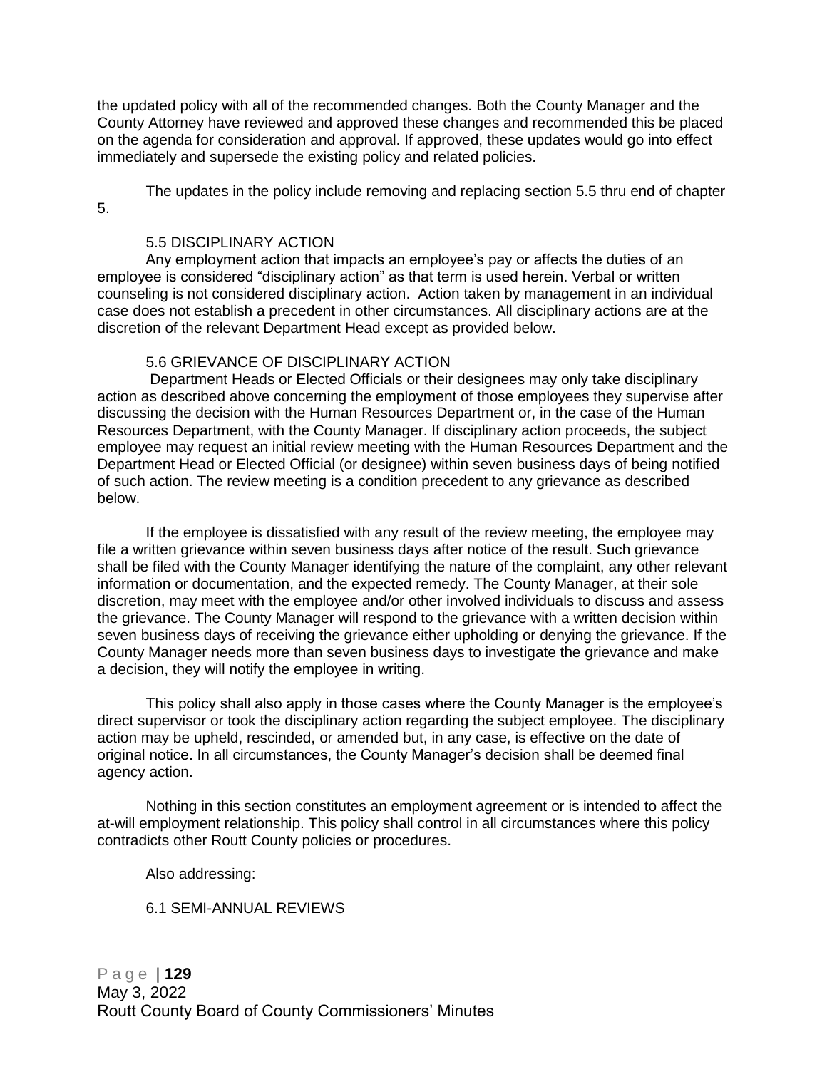the updated policy with all of the recommended changes. Both the County Manager and the County Attorney have reviewed and approved these changes and recommended this be placed on the agenda for consideration and approval. If approved, these updates would go into effect immediately and supersede the existing policy and related policies.

The updates in the policy include removing and replacing section 5.5 thru end of chapter 5.

5.5 DISCIPLINARY ACTION

Any employment action that impacts an employee's pay or affects the duties of an employee is considered "disciplinary action" as that term is used herein. Verbal or written counseling is not considered disciplinary action. Action taken by management in an individual case does not establish a precedent in other circumstances. All disciplinary actions are at the discretion of the relevant Department Head except as provided below.

5.6 GRIEVANCE OF DISCIPLINARY ACTION

Department Heads or Elected Officials or their designees may only take disciplinary action as described above concerning the employment of those employees they supervise after discussing the decision with the Human Resources Department or, in the case of the Human Resources Department, with the County Manager. If disciplinary action proceeds, the subject employee may request an initial review meeting with the Human Resources Department and the Department Head or Elected Official (or designee) within seven business days of being notified of such action. The review meeting is a condition precedent to any grievance as described below.

If the employee is dissatisfied with any result of the review meeting, the employee may file a written grievance within seven business days after notice of the result. Such grievance shall be filed with the County Manager identifying the nature of the complaint, any other relevant information or documentation, and the expected remedy. The County Manager, at their sole discretion, may meet with the employee and/or other involved individuals to discuss and assess the grievance. The County Manager will respond to the grievance with a written decision within seven business days of receiving the grievance either upholding or denying the grievance. If the County Manager needs more than seven business days to investigate the grievance and make a decision, they will notify the employee in writing.

This policy shall also apply in those cases where the County Manager is the employee's direct supervisor or took the disciplinary action regarding the subject employee. The disciplinary action may be upheld, rescinded, or amended but, in any case, is effective on the date of original notice. In all circumstances, the County Manager's decision shall be deemed final agency action.

Nothing in this section constitutes an employment agreement or is intended to affect the at-will employment relationship. This policy shall control in all circumstances where this policy contradicts other Routt County policies or procedures.

Also addressing:

6.1 SEMI-ANNUAL REVIEWS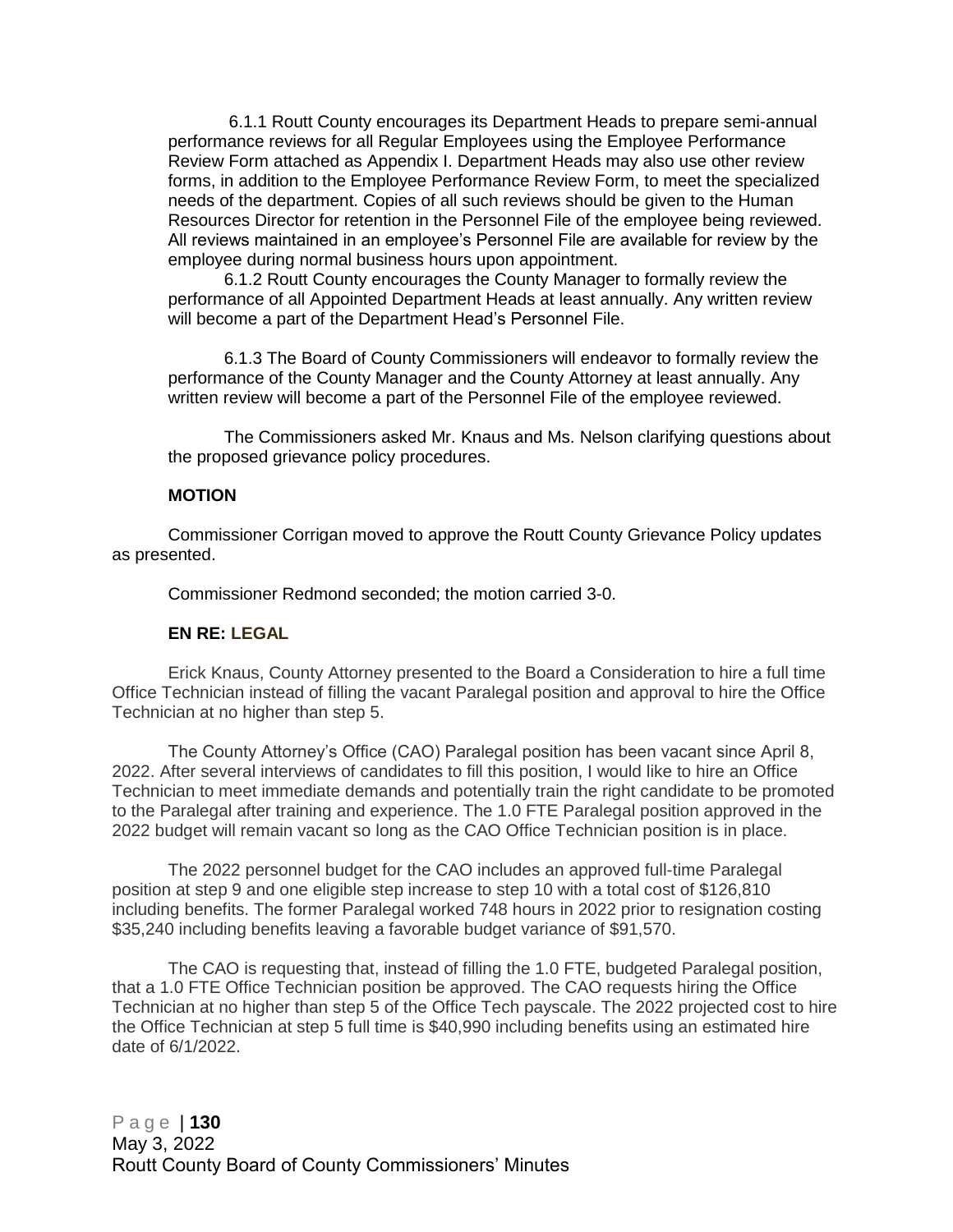6.1.1 Routt County encourages its Department Heads to prepare semi-annual performance reviews for all Regular Employees using the Employee Performance Review Form attached as Appendix I. Department Heads may also use other review forms, in addition to the Employee Performance Review Form, to meet the specialized needs of the department. Copies of all such reviews should be given to the Human Resources Director for retention in the Personnel File of the employee being reviewed. All reviews maintained in an employee's Personnel File are available for review by the employee during normal business hours upon appointment.

6.1.2 Routt County encourages the County Manager to formally review the performance of all Appointed Department Heads at least annually. Any written review will become a part of the Department Head's Personnel File.

6.1.3 The Board of County Commissioners will endeavor to formally review the performance of the County Manager and the County Attorney at least annually. Any written review will become a part of the Personnel File of the employee reviewed.

The Commissioners asked Mr. Knaus and Ms. Nelson clarifying questions about the proposed grievance policy procedures.

**MOTION**

Commissioner Corrigan moved to approve the Routt County Grievance Policy updates as presented.

Commissioner Redmond seconded; the motion carried 3-0.

**EN RE: LEGAL**

Erick Knaus, County Attorney presented to the Board a Consideration to hire a full time Office Technician instead of filling the vacant Paralegal position and approval to hire the Office Technician at no higher than step 5.

The County Attorney's Office (CAO) Paralegal position has been vacant since April 8, 2022. After several interviews of candidates to fill this position, I would like to hire an Office Technician to meet immediate demands and potentially train the right candidate to be promoted to the Paralegal after training and experience. The 1.0 FTE Paralegal position approved in the 2022 budget will remain vacant so long as the CAO Office Technician position is in place.

The 2022 personnel budget for the CAO includes an approved full-time Paralegal position at step 9 and one eligible step increase to step 10 with a total cost of $126,810 including benefits. The former Paralegal worked 748 hours in 2022 prior to resignation costing $35,240 including benefits leaving a favorable budget variance of $91,570.

The CAO is requesting that, instead of filling the 1.0 FTE, budgeted Paralegal position, that a 1.0 FTE Office Technician position be approved. The CAO requests hiring the Office Technician at no higher than step 5 of the Office Tech payscale. The 2022 projected cost to hire the Office Technician at step 5 full time is $40,990 including benefits using an estimated hire date of 6/1/2022.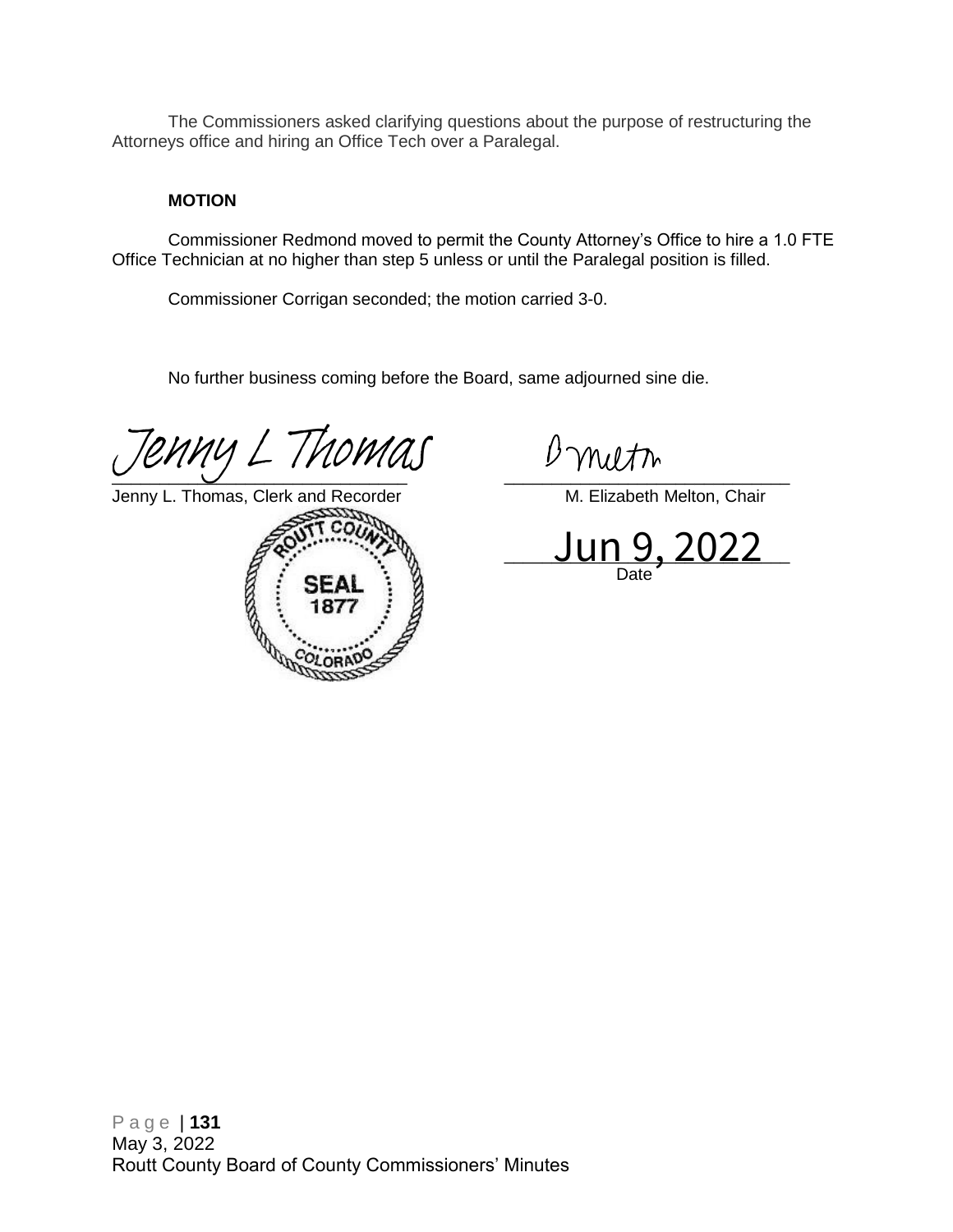The Commissioners asked clarifying questions about the purpose of restructuring the Attorneys office and hiring an Office Tech over a Paralegal.

**MOTION**

Commissioner Redmond moved to permit the County Attorney's Office to hire a 1.0 FTE Office Technician at no higher than step 5 unless or until the Paralegal position is filled.

Commissioner Corrigan seconded; the motion carried 3-0.

No further business coming before the Board, same adjourned sine die.

Jenny L Thomas

Jenny L. Thomas, Clerk and Recorder

M. Elizabeth Melton, Chair

Jun 9, 2022

Date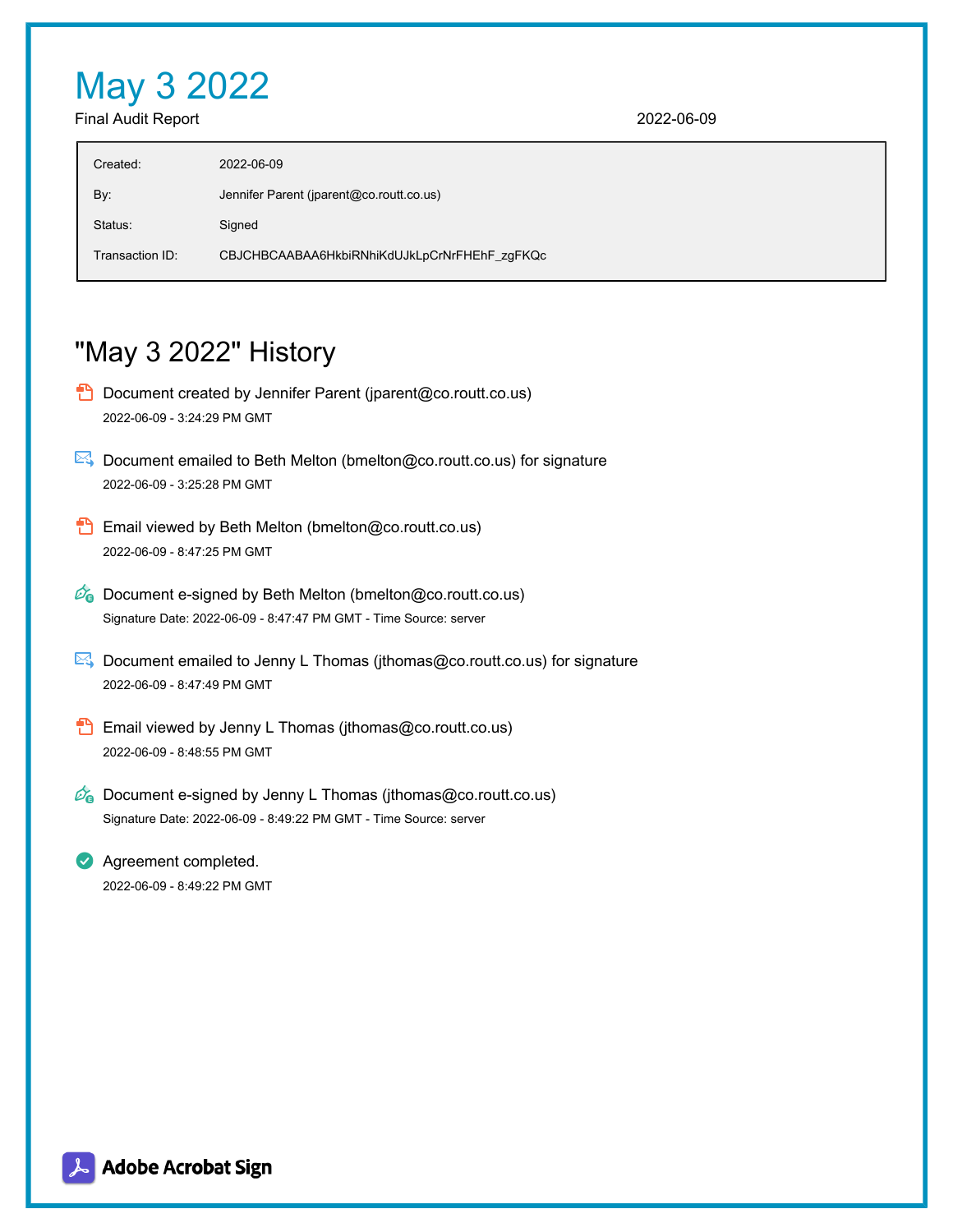# May 3 2022

Final Audit Report 2022-06-09

| | |
|---|---|
| Created: | 2022-06-09 |
| By: | Jennifer Parent (jparent@co.routt.co.us) |
| Status: | Signed |
| Transaction ID: | CBJCHBCAABAA6HkbiRNhiKdUJkLpCrNrFHEhF_zgFKQc |

## "May 3 2022" History

- Document created by Jennifer Parent (jparent@co.routt.co.us)
  2022-06-09 - 3:24:29 PM GMT

- Document emailed to Beth Melton (bmelton@co.routt.co.us) for signature
  2022-06-09 - 3:25:28 PM GMT

- Email viewed by Beth Melton (bmelton@co.routt.co.us)
  2022-06-09 - 8:47:25 PM GMT

- Document e-signed by Beth Melton (bmelton@co.routt.co.us)
  Signature Date: 2022-06-09 - 8:47:47 PM GMT - Time Source: server

- Document emailed to Jenny L Thomas (jthomas@co.routt.co.us) for signature
  2022-06-09 - 8:47:49 PM GMT

- Email viewed by Jenny L Thomas (jthomas@co.routt.co.us)
  2022-06-09 - 8:48:55 PM GMT

- Document e-signed by Jenny L Thomas (jthomas@co.routt.co.us)
  Signature Date: 2022-06-09 - 8:49:22 PM GMT - Time Source: server

- Agreement completed.
  2022-06-09 - 8:49:22 PM GMT

Adobe Acrobat Sign